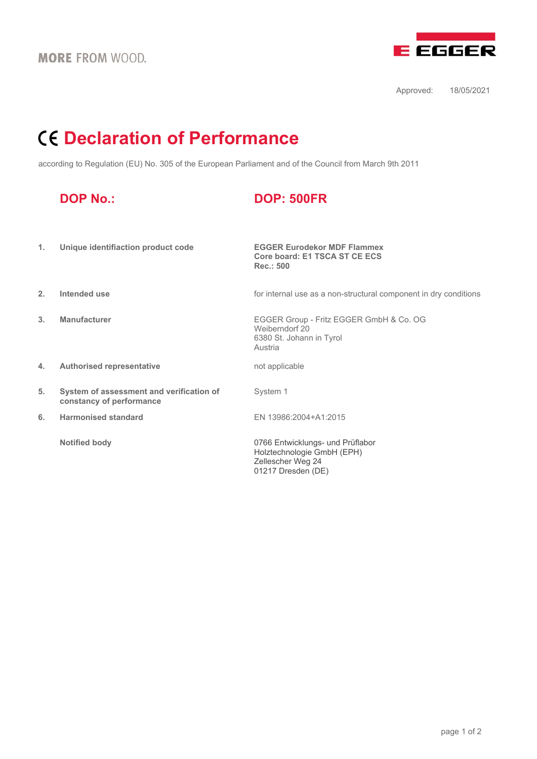MORE FROM WOOD.

EGGER

Approved: 18/05/2021

# CE Declaration of Performance

according to Regulation (EU) No. 305 of the European Parliament and of the Council from March 9th 2011

## DOP No.: DOP: 500FR

| | | |
|---|---|---|
| 1. | **Unique identifiaction product code** | **EGGER Eurodekor MDF Flammex**<br>**Core board: E1 TSCA ST CE ECS**<br>**Rec.: 500** |
| 2. | **Intended use** | for internal use as a non-structural component in dry conditions |
| 3. | **Manufacturer** | EGGER Group - Fritz EGGER GmbH & Co. OG<br>Weiberndorf 20<br>6380 St. Johann in Tyrol<br>Austria |
| 4. | **Authorised representative** | not applicable |
| 5. | **System of assessment and verification of constancy of performance** | System 1 |
| 6. | **Harmonised standard** | EN 13986:2004+A1:2015 |
| | **Notified body** | 0766 Entwicklungs- und Prüflabor<br>Holztechnologie GmbH (EPH)<br>Zellescher Weg 24<br>01217 Dresden (DE) |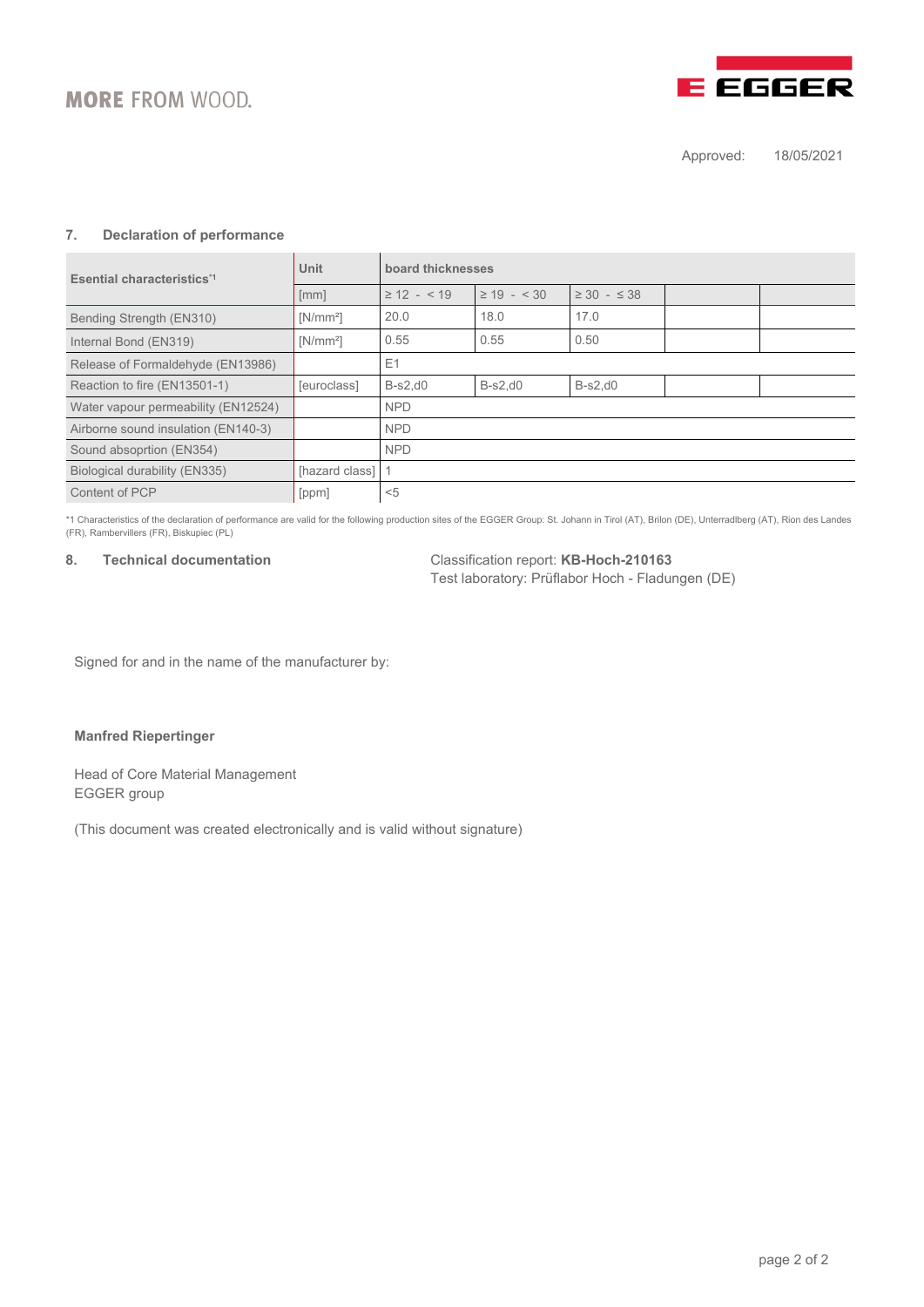MORE FROM WOOD.

Approved: 18/05/2021

## 7. Declaration of performance

| Esential characteristics[*1] | Unit | board thicknesses | | | | |
|---|---|---|---|---|---|---|
| | [mm] | ≥ 12 - < 19 | ≥ 19 - < 30 | ≥ 30 - ≤ 38 | | |
| Bending Strength (EN310) | [N/mm²] | 20.0 | 18.0 | 17.0 | | |
| Internal Bond (EN319) | [N/mm²] | 0.55 | 0.55 | 0.50 | | |
| Release of Formaldehyde (EN13986) | | E1 | | | | |
| Reaction to fire (EN13501-1) | [euroclass] | B-s2,d0 | B-s2,d0 | B-s2,d0 | | |
| Water vapour permeability (EN12524) | | NPD | | | | |
| Airborne sound insulation (EN140-3) | | NPD | | | | |
| Sound absoprtion (EN354) | | NPD | | | | |
| Biological durability (EN335) | [hazard class] | 1 | | | | |
| Content of PCP | [ppm] | <5 | | | | |

*1 Characteristics of the declaration of performance are valid for the following production sites of the EGGER Group: St. Johann in Tirol (AT), Brilon (DE), Unterradlberg (AT), Rion des Landes (FR), Rambervillers (FR), Biskupiec (PL)

## 8. Technical documentation

Classification report: **KB-Hoch-210163**
Test laboratory: Prüflabor Hoch - Fladungen (DE)

Signed for and in the name of the manufacturer by:

**Manfred Riepertinger**

Head of Core Material Management
EGGER group

(This document was created electronically and is valid without signature)